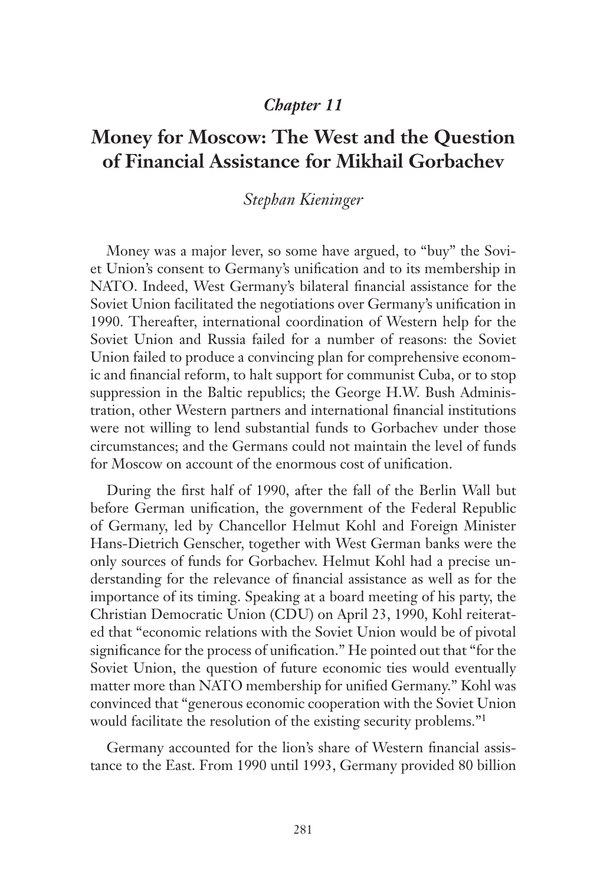## *Chapter 11*

# Money for Moscow: The West and the Question of Financial Assistance for Mikhail Gorbachev

*Stephan Kieninger*

Money was a major lever, so some have argued, to "buy" the Soviet Union's consent to Germany's unification and to its membership in NATO. Indeed, West Germany's bilateral financial assistance for the Soviet Union facilitated the negotiations over Germany's unification in 1990. Thereafter, international coordination of Western help for the Soviet Union and Russia failed for a number of reasons: the Soviet Union failed to produce a convincing plan for comprehensive economic and financial reform, to halt support for communist Cuba, or to stop suppression in the Baltic republics; the George H.W. Bush Administration, other Western partners and international financial institutions were not willing to lend substantial funds to Gorbachev under those circumstances; and the Germans could not maintain the level of funds for Moscow on account of the enormous cost of unification.

During the first half of 1990, after the fall of the Berlin Wall but before German unification, the government of the Federal Republic of Germany, led by Chancellor Helmut Kohl and Foreign Minister Hans-Dietrich Genscher, together with West German banks were the only sources of funds for Gorbachev. Helmut Kohl had a precise understanding for the relevance of financial assistance as well as for the importance of its timing. Speaking at a board meeting of his party, the Christian Democratic Union (CDU) on April 23, 1990, Kohl reiterated that "economic relations with the Soviet Union would be of pivotal significance for the process of unification." He pointed out that "for the Soviet Union, the question of future economic ties would eventually matter more than NATO membership for unified Germany." Kohl was convinced that "generous economic cooperation with the Soviet Union would facilitate the resolution of the existing security problems."[1]

Germany accounted for the lion's share of Western financial assistance to the East. From 1990 until 1993, Germany provided 80 billion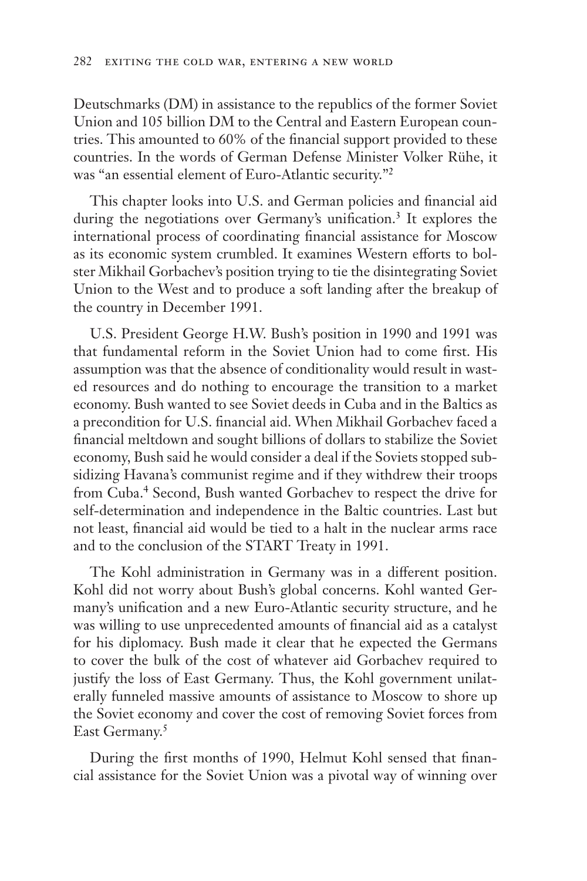Deutschmarks (DM) in assistance to the republics of the former Soviet Union and 105 billion DM to the Central and Eastern European countries. This amounted to 60% of the financial support provided to these countries. In the words of German Defense Minister Volker Rühe, it was "an essential element of Euro-Atlantic security."[2]

This chapter looks into U.S. and German policies and financial aid during the negotiations over Germany's unification.[3] It explores the international process of coordinating financial assistance for Moscow as its economic system crumbled. It examines Western efforts to bolster Mikhail Gorbachev's position trying to tie the disintegrating Soviet Union to the West and to produce a soft landing after the breakup of the country in December 1991.

U.S. President George H.W. Bush's position in 1990 and 1991 was that fundamental reform in the Soviet Union had to come first. His assumption was that the absence of conditionality would result in wasted resources and do nothing to encourage the transition to a market economy. Bush wanted to see Soviet deeds in Cuba and in the Baltics as a precondition for U.S. financial aid. When Mikhail Gorbachev faced a financial meltdown and sought billions of dollars to stabilize the Soviet economy, Bush said he would consider a deal if the Soviets stopped subsidizing Havana's communist regime and if they withdrew their troops from Cuba.[4] Second, Bush wanted Gorbachev to respect the drive for self-determination and independence in the Baltic countries. Last but not least, financial aid would be tied to a halt in the nuclear arms race and to the conclusion of the START Treaty in 1991.

The Kohl administration in Germany was in a different position. Kohl did not worry about Bush's global concerns. Kohl wanted Germany's unification and a new Euro-Atlantic security structure, and he was willing to use unprecedented amounts of financial aid as a catalyst for his diplomacy. Bush made it clear that he expected the Germans to cover the bulk of the cost of whatever aid Gorbachev required to justify the loss of East Germany. Thus, the Kohl government unilaterally funneled massive amounts of assistance to Moscow to shore up the Soviet economy and cover the cost of removing Soviet forces from East Germany.[5]

During the first months of 1990, Helmut Kohl sensed that financial assistance for the Soviet Union was a pivotal way of winning over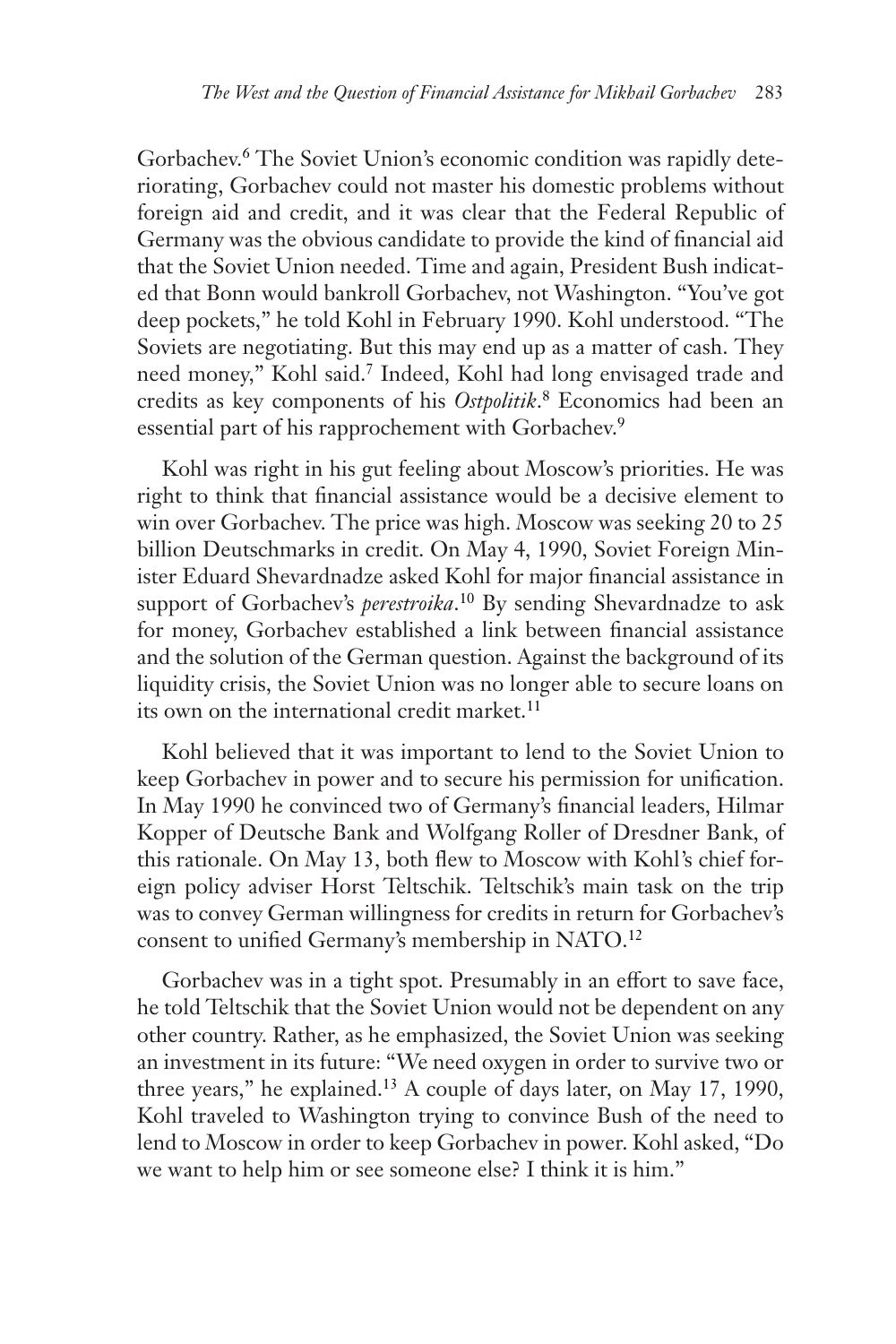Gorbachev.[6] The Soviet Union's economic condition was rapidly deteriorating, Gorbachev could not master his domestic problems without foreign aid and credit, and it was clear that the Federal Republic of Germany was the obvious candidate to provide the kind of financial aid that the Soviet Union needed. Time and again, President Bush indicated that Bonn would bankroll Gorbachev, not Washington. "You've got deep pockets," he told Kohl in February 1990. Kohl understood. "The Soviets are negotiating. But this may end up as a matter of cash. They need money," Kohl said.[7] Indeed, Kohl had long envisaged trade and credits as key components of his *Ostpolitik*.[8] Economics had been an essential part of his rapprochement with Gorbachev.[9]

Kohl was right in his gut feeling about Moscow's priorities. He was right to think that financial assistance would be a decisive element to win over Gorbachev. The price was high. Moscow was seeking 20 to 25 billion Deutschmarks in credit. On May 4, 1990, Soviet Foreign Minister Eduard Shevardnadze asked Kohl for major financial assistance in support of Gorbachev's *perestroika*.[10] By sending Shevardnadze to ask for money, Gorbachev established a link between financial assistance and the solution of the German question. Against the background of its liquidity crisis, the Soviet Union was no longer able to secure loans on its own on the international credit market.[11]

Kohl believed that it was important to lend to the Soviet Union to keep Gorbachev in power and to secure his permission for unification. In May 1990 he convinced two of Germany's financial leaders, Hilmar Kopper of Deutsche Bank and Wolfgang Roller of Dresdner Bank, of this rationale. On May 13, both flew to Moscow with Kohl's chief foreign policy adviser Horst Teltschik. Teltschik's main task on the trip was to convey German willingness for credits in return for Gorbachev's consent to unified Germany's membership in NATO.[12]

Gorbachev was in a tight spot. Presumably in an effort to save face, he told Teltschik that the Soviet Union would not be dependent on any other country. Rather, as he emphasized, the Soviet Union was seeking an investment in its future: "We need oxygen in order to survive two or three years," he explained.[13] A couple of days later, on May 17, 1990, Kohl traveled to Washington trying to convince Bush of the need to lend to Moscow in order to keep Gorbachev in power. Kohl asked, "Do we want to help him or see someone else? I think it is him."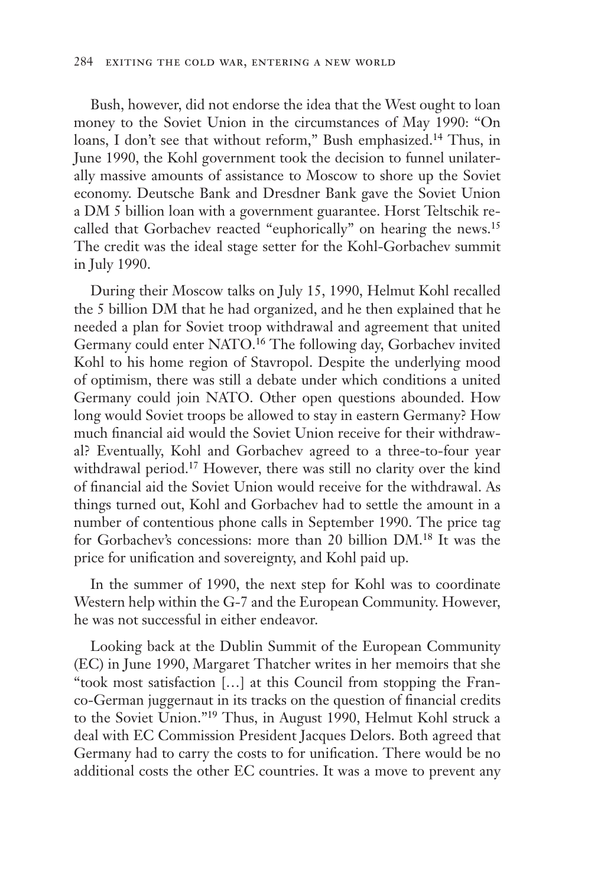Bush, however, did not endorse the idea that the West ought to loan money to the Soviet Union in the circumstances of May 1990: "On loans, I don't see that without reform," Bush emphasized.[14] Thus, in June 1990, the Kohl government took the decision to funnel unilaterally massive amounts of assistance to Moscow to shore up the Soviet economy. Deutsche Bank and Dresdner Bank gave the Soviet Union a DM 5 billion loan with a government guarantee. Horst Teltschik recalled that Gorbachev reacted "euphorically" on hearing the news.[15] The credit was the ideal stage setter for the Kohl-Gorbachev summit in July 1990.

During their Moscow talks on July 15, 1990, Helmut Kohl recalled the 5 billion DM that he had organized, and he then explained that he needed a plan for Soviet troop withdrawal and agreement that united Germany could enter NATO.[16] The following day, Gorbachev invited Kohl to his home region of Stavropol. Despite the underlying mood of optimism, there was still a debate under which conditions a united Germany could join NATO. Other open questions abounded. How long would Soviet troops be allowed to stay in eastern Germany? How much financial aid would the Soviet Union receive for their withdrawal? Eventually, Kohl and Gorbachev agreed to a three-to-four year withdrawal period.[17] However, there was still no clarity over the kind of financial aid the Soviet Union would receive for the withdrawal. As things turned out, Kohl and Gorbachev had to settle the amount in a number of contentious phone calls in September 1990. The price tag for Gorbachev's concessions: more than 20 billion DM.[18] It was the price for unification and sovereignty, and Kohl paid up.

In the summer of 1990, the next step for Kohl was to coordinate Western help within the G-7 and the European Community. However, he was not successful in either endeavor.

Looking back at the Dublin Summit of the European Community (EC) in June 1990, Margaret Thatcher writes in her memoirs that she "took most satisfaction […] at this Council from stopping the Franco-German juggernaut in its tracks on the question of financial credits to the Soviet Union."[19] Thus, in August 1990, Helmut Kohl struck a deal with EC Commission President Jacques Delors. Both agreed that Germany had to carry the costs to for unification. There would be no additional costs the other EC countries. It was a move to prevent any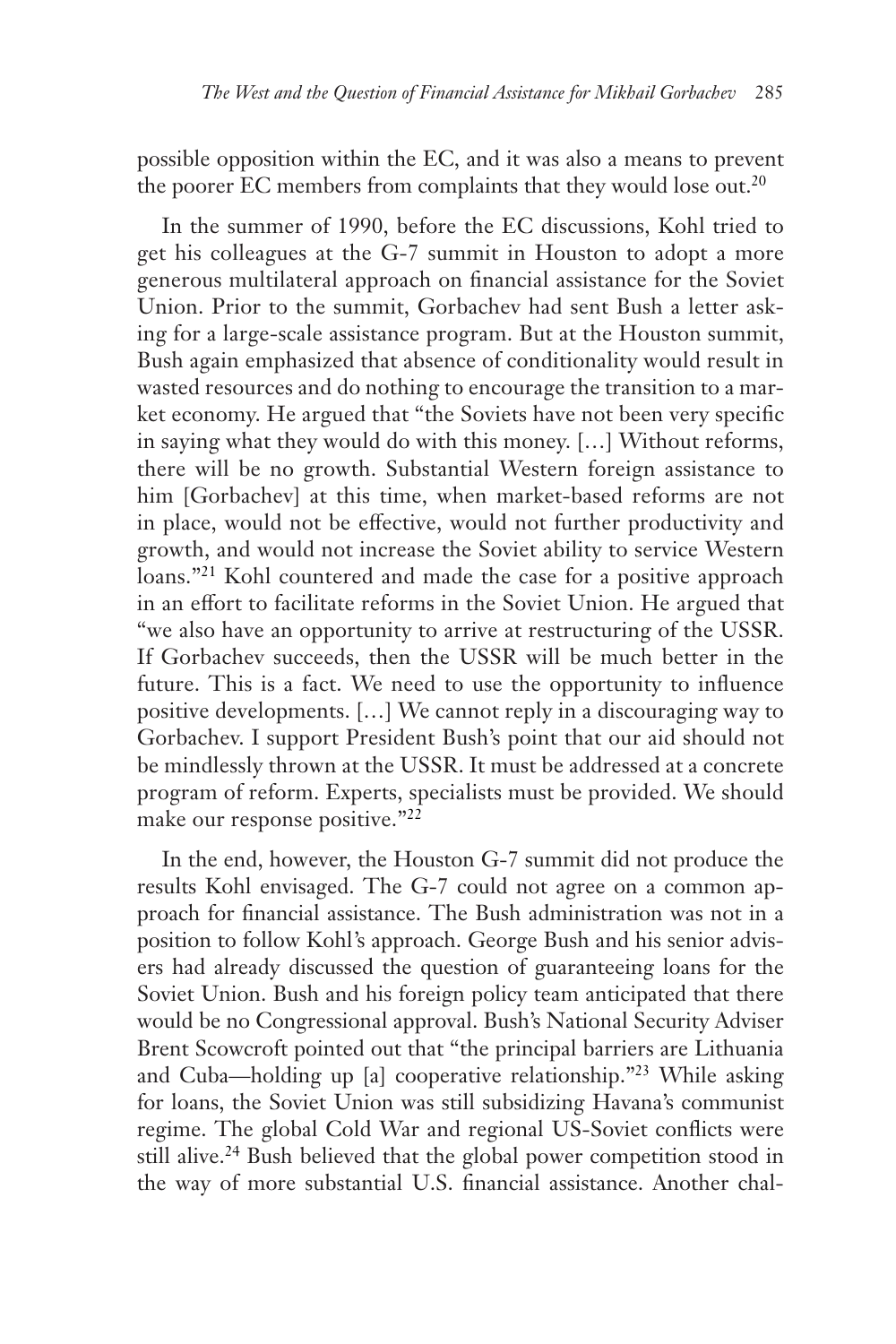possible opposition within the EC, and it was also a means to prevent the poorer EC members from complaints that they would lose out.[20]

In the summer of 1990, before the EC discussions, Kohl tried to get his colleagues at the G-7 summit in Houston to adopt a more generous multilateral approach on financial assistance for the Soviet Union. Prior to the summit, Gorbachev had sent Bush a letter asking for a large-scale assistance program. But at the Houston summit, Bush again emphasized that absence of conditionality would result in wasted resources and do nothing to encourage the transition to a market economy. He argued that "the Soviets have not been very specific in saying what they would do with this money. […] Without reforms, there will be no growth. Substantial Western foreign assistance to him [Gorbachev] at this time, when market-based reforms are not in place, would not be effective, would not further productivity and growth, and would not increase the Soviet ability to service Western loans."[21] Kohl countered and made the case for a positive approach in an effort to facilitate reforms in the Soviet Union. He argued that "we also have an opportunity to arrive at restructuring of the USSR. If Gorbachev succeeds, then the USSR will be much better in the future. This is a fact. We need to use the opportunity to influence positive developments. […] We cannot reply in a discouraging way to Gorbachev. I support President Bush's point that our aid should not be mindlessly thrown at the USSR. It must be addressed at a concrete program of reform. Experts, specialists must be provided. We should make our response positive."[22]

In the end, however, the Houston G-7 summit did not produce the results Kohl envisaged. The G-7 could not agree on a common approach for financial assistance. The Bush administration was not in a position to follow Kohl's approach. George Bush and his senior advisers had already discussed the question of guaranteeing loans for the Soviet Union. Bush and his foreign policy team anticipated that there would be no Congressional approval. Bush's National Security Adviser Brent Scowcroft pointed out that "the principal barriers are Lithuania and Cuba—holding up [a] cooperative relationship."[23] While asking for loans, the Soviet Union was still subsidizing Havana's communist regime. The global Cold War and regional US-Soviet conflicts were still alive.[24] Bush believed that the global power competition stood in the way of more substantial U.S. financial assistance. Another chal-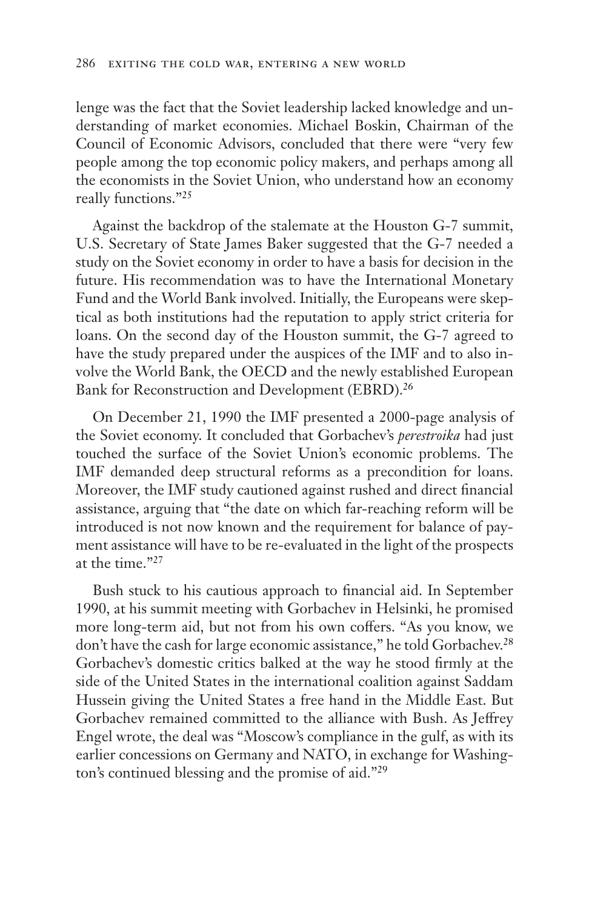lenge was the fact that the Soviet leadership lacked knowledge and understanding of market economies. Michael Boskin, Chairman of the Council of Economic Advisors, concluded that there were "very few people among the top economic policy makers, and perhaps among all the economists in the Soviet Union, who understand how an economy really functions."[25]

Against the backdrop of the stalemate at the Houston G-7 summit, U.S. Secretary of State James Baker suggested that the G-7 needed a study on the Soviet economy in order to have a basis for decision in the future. His recommendation was to have the International Monetary Fund and the World Bank involved. Initially, the Europeans were skeptical as both institutions had the reputation to apply strict criteria for loans. On the second day of the Houston summit, the G-7 agreed to have the study prepared under the auspices of the IMF and to also involve the World Bank, the OECD and the newly established European Bank for Reconstruction and Development (EBRD).[26]

On December 21, 1990 the IMF presented a 2000-page analysis of the Soviet economy. It concluded that Gorbachev's *perestroika* had just touched the surface of the Soviet Union's economic problems. The IMF demanded deep structural reforms as a precondition for loans. Moreover, the IMF study cautioned against rushed and direct financial assistance, arguing that "the date on which far-reaching reform will be introduced is not now known and the requirement for balance of payment assistance will have to be re-evaluated in the light of the prospects at the time."[27]

Bush stuck to his cautious approach to financial aid. In September 1990, at his summit meeting with Gorbachev in Helsinki, he promised more long-term aid, but not from his own coffers. "As you know, we don't have the cash for large economic assistance," he told Gorbachev.[28] Gorbachev's domestic critics balked at the way he stood firmly at the side of the United States in the international coalition against Saddam Hussein giving the United States a free hand in the Middle East. But Gorbachev remained committed to the alliance with Bush. As Jeffrey Engel wrote, the deal was "Moscow's compliance in the gulf, as with its earlier concessions on Germany and NATO, in exchange for Washington's continued blessing and the promise of aid."[29]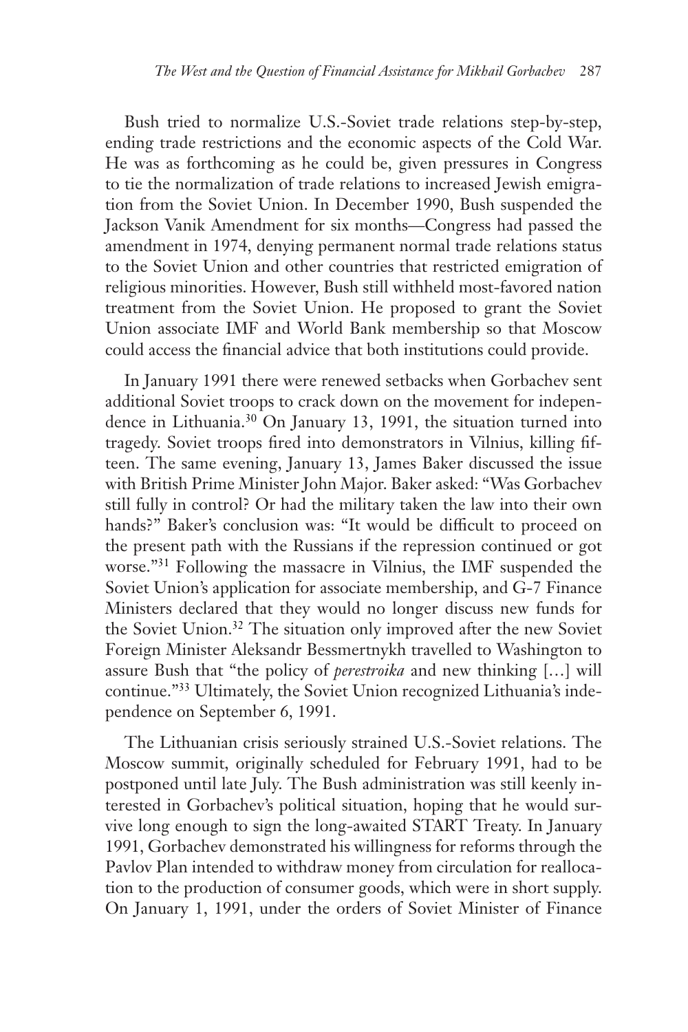Bush tried to normalize U.S.-Soviet trade relations step-by-step, ending trade restrictions and the economic aspects of the Cold War. He was as forthcoming as he could be, given pressures in Congress to tie the normalization of trade relations to increased Jewish emigration from the Soviet Union. In December 1990, Bush suspended the Jackson Vanik Amendment for six months—Congress had passed the amendment in 1974, denying permanent normal trade relations status to the Soviet Union and other countries that restricted emigration of religious minorities. However, Bush still withheld most-favored nation treatment from the Soviet Union. He proposed to grant the Soviet Union associate IMF and World Bank membership so that Moscow could access the financial advice that both institutions could provide.

In January 1991 there were renewed setbacks when Gorbachev sent additional Soviet troops to crack down on the movement for independence in Lithuania.[30] On January 13, 1991, the situation turned into tragedy. Soviet troops fired into demonstrators in Vilnius, killing fifteen. The same evening, January 13, James Baker discussed the issue with British Prime Minister John Major. Baker asked: "Was Gorbachev still fully in control? Or had the military taken the law into their own hands?" Baker's conclusion was: "It would be difficult to proceed on the present path with the Russians if the repression continued or got worse."[31] Following the massacre in Vilnius, the IMF suspended the Soviet Union's application for associate membership, and G-7 Finance Ministers declared that they would no longer discuss new funds for the Soviet Union.[32] The situation only improved after the new Soviet Foreign Minister Aleksandr Bessmertnykh travelled to Washington to assure Bush that "the policy of *perestroika* and new thinking […] will continue."[33] Ultimately, the Soviet Union recognized Lithuania's independence on September 6, 1991.

The Lithuanian crisis seriously strained U.S.-Soviet relations. The Moscow summit, originally scheduled for February 1991, had to be postponed until late July. The Bush administration was still keenly interested in Gorbachev's political situation, hoping that he would survive long enough to sign the long-awaited START Treaty. In January 1991, Gorbachev demonstrated his willingness for reforms through the Pavlov Plan intended to withdraw money from circulation for reallocation to the production of consumer goods, which were in short supply. On January 1, 1991, under the orders of Soviet Minister of Finance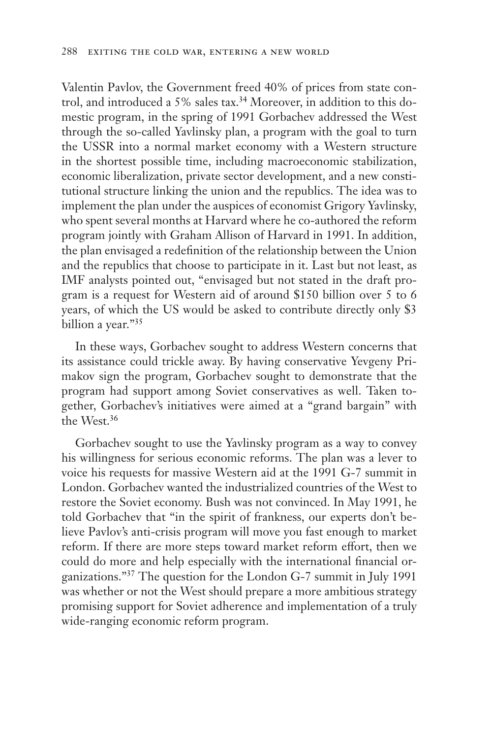Valentin Pavlov, the Government freed 40% of prices from state control, and introduced a 5% sales tax.[34] Moreover, in addition to this domestic program, in the spring of 1991 Gorbachev addressed the West through the so-called Yavlinsky plan, a program with the goal to turn the USSR into a normal market economy with a Western structure in the shortest possible time, including macroeconomic stabilization, economic liberalization, private sector development, and a new constitutional structure linking the union and the republics. The idea was to implement the plan under the auspices of economist Grigory Yavlinsky, who spent several months at Harvard where he co-authored the reform program jointly with Graham Allison of Harvard in 1991. In addition, the plan envisaged a redefinition of the relationship between the Union and the republics that choose to participate in it. Last but not least, as IMF analysts pointed out, "envisaged but not stated in the draft program is a request for Western aid of around $150 billion over 5 to 6 years, of which the US would be asked to contribute directly only $3 billion a year."[35]

In these ways, Gorbachev sought to address Western concerns that its assistance could trickle away. By having conservative Yevgeny Primakov sign the program, Gorbachev sought to demonstrate that the program had support among Soviet conservatives as well. Taken together, Gorbachev's initiatives were aimed at a "grand bargain" with the West.[36]

Gorbachev sought to use the Yavlinsky program as a way to convey his willingness for serious economic reforms. The plan was a lever to voice his requests for massive Western aid at the 1991 G-7 summit in London. Gorbachev wanted the industrialized countries of the West to restore the Soviet economy. Bush was not convinced. In May 1991, he told Gorbachev that "in the spirit of frankness, our experts don't believe Pavlov's anti-crisis program will move you fast enough to market reform. If there are more steps toward market reform effort, then we could do more and help especially with the international financial organizations."[37] The question for the London G-7 summit in July 1991 was whether or not the West should prepare a more ambitious strategy promising support for Soviet adherence and implementation of a truly wide-ranging economic reform program.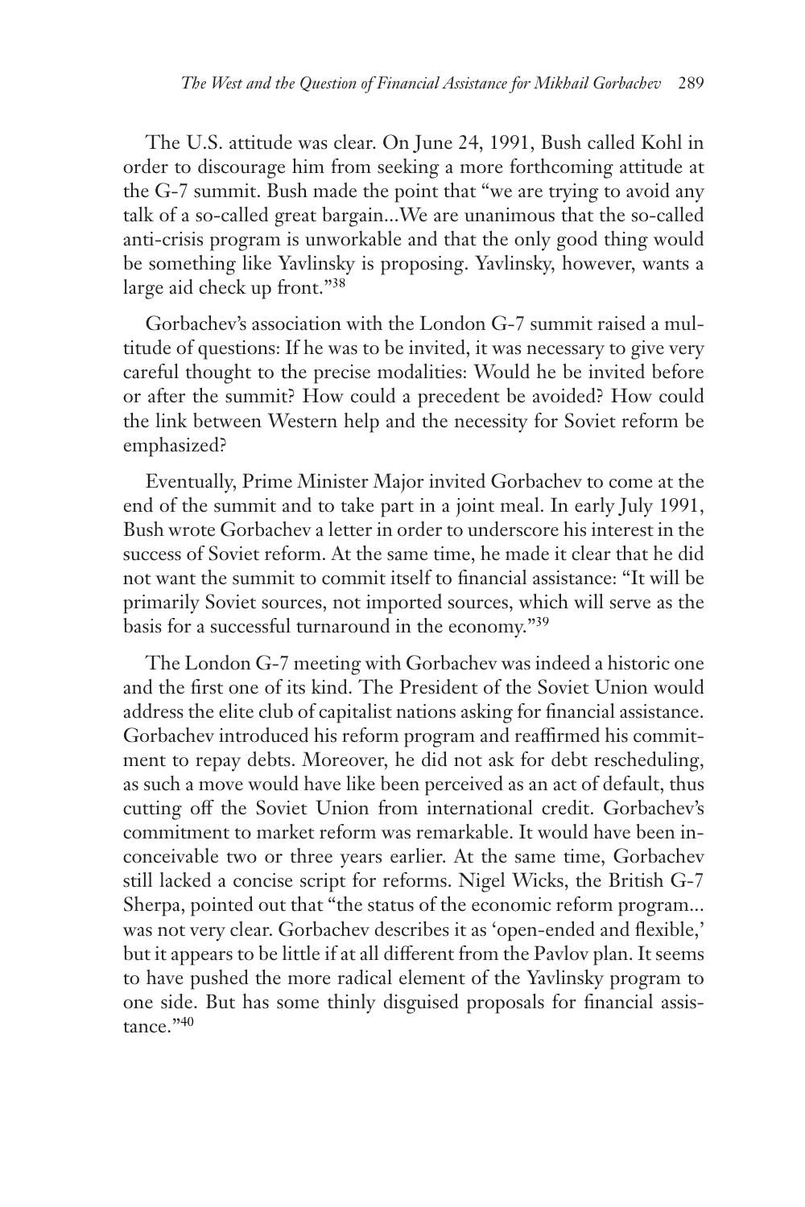The U.S. attitude was clear. On June 24, 1991, Bush called Kohl in order to discourage him from seeking a more forthcoming attitude at the G-7 summit. Bush made the point that "we are trying to avoid any talk of a so-called great bargain...We are unanimous that the so-called anti-crisis program is unworkable and that the only good thing would be something like Yavlinsky is proposing. Yavlinsky, however, wants a large aid check up front."[38]

Gorbachev's association with the London G-7 summit raised a multitude of questions: If he was to be invited, it was necessary to give very careful thought to the precise modalities: Would he be invited before or after the summit? How could a precedent be avoided? How could the link between Western help and the necessity for Soviet reform be emphasized?

Eventually, Prime Minister Major invited Gorbachev to come at the end of the summit and to take part in a joint meal. In early July 1991, Bush wrote Gorbachev a letter in order to underscore his interest in the success of Soviet reform. At the same time, he made it clear that he did not want the summit to commit itself to financial assistance: "It will be primarily Soviet sources, not imported sources, which will serve as the basis for a successful turnaround in the economy."[39]

The London G-7 meeting with Gorbachev was indeed a historic one and the first one of its kind. The President of the Soviet Union would address the elite club of capitalist nations asking for financial assistance. Gorbachev introduced his reform program and reaffirmed his commitment to repay debts. Moreover, he did not ask for debt rescheduling, as such a move would have like been perceived as an act of default, thus cutting off the Soviet Union from international credit. Gorbachev's commitment to market reform was remarkable. It would have been inconceivable two or three years earlier. At the same time, Gorbachev still lacked a concise script for reforms. Nigel Wicks, the British G-7 Sherpa, pointed out that "the status of the economic reform program... was not very clear. Gorbachev describes it as 'open-ended and flexible,' but it appears to be little if at all different from the Pavlov plan. It seems to have pushed the more radical element of the Yavlinsky program to one side. But has some thinly disguised proposals for financial assistance."[40]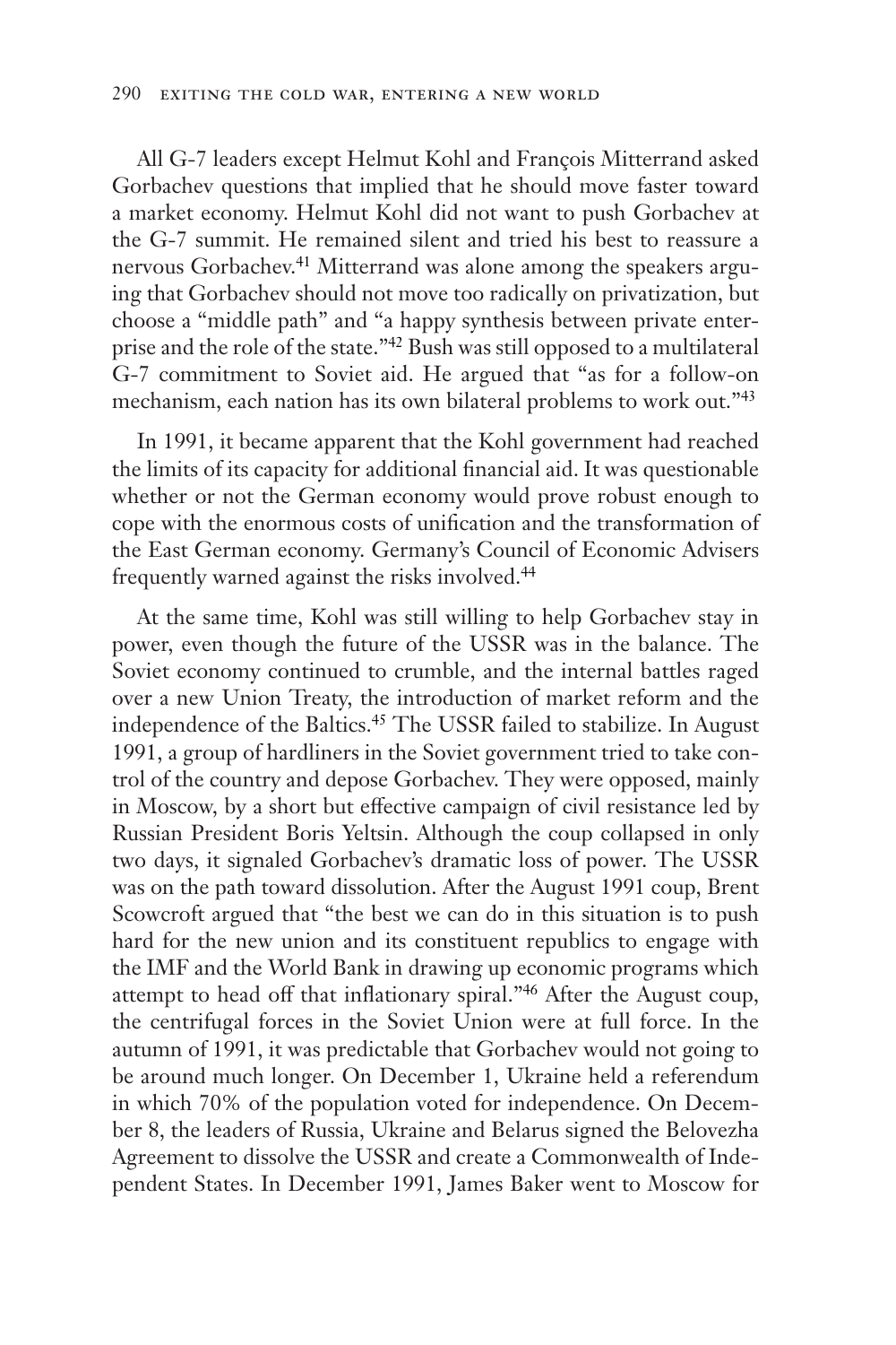All G-7 leaders except Helmut Kohl and François Mitterrand asked Gorbachev questions that implied that he should move faster toward a market economy. Helmut Kohl did not want to push Gorbachev at the G-7 summit. He remained silent and tried his best to reassure a nervous Gorbachev.[41] Mitterrand was alone among the speakers arguing that Gorbachev should not move too radically on privatization, but choose a "middle path" and "a happy synthesis between private enterprise and the role of the state."[42] Bush was still opposed to a multilateral G-7 commitment to Soviet aid. He argued that "as for a follow-on mechanism, each nation has its own bilateral problems to work out."[43]

In 1991, it became apparent that the Kohl government had reached the limits of its capacity for additional financial aid. It was questionable whether or not the German economy would prove robust enough to cope with the enormous costs of unification and the transformation of the East German economy. Germany's Council of Economic Advisers frequently warned against the risks involved.[44]

At the same time, Kohl was still willing to help Gorbachev stay in power, even though the future of the USSR was in the balance. The Soviet economy continued to crumble, and the internal battles raged over a new Union Treaty, the introduction of market reform and the independence of the Baltics.[45] The USSR failed to stabilize. In August 1991, a group of hardliners in the Soviet government tried to take control of the country and depose Gorbachev. They were opposed, mainly in Moscow, by a short but effective campaign of civil resistance led by Russian President Boris Yeltsin. Although the coup collapsed in only two days, it signaled Gorbachev's dramatic loss of power. The USSR was on the path toward dissolution. After the August 1991 coup, Brent Scowcroft argued that "the best we can do in this situation is to push hard for the new union and its constituent republics to engage with the IMF and the World Bank in drawing up economic programs which attempt to head off that inflationary spiral."[46] After the August coup, the centrifugal forces in the Soviet Union were at full force. In the autumn of 1991, it was predictable that Gorbachev would not going to be around much longer. On December 1, Ukraine held a referendum in which 70% of the population voted for independence. On December 8, the leaders of Russia, Ukraine and Belarus signed the Belovezha Agreement to dissolve the USSR and create a Commonwealth of Independent States. In December 1991, James Baker went to Moscow for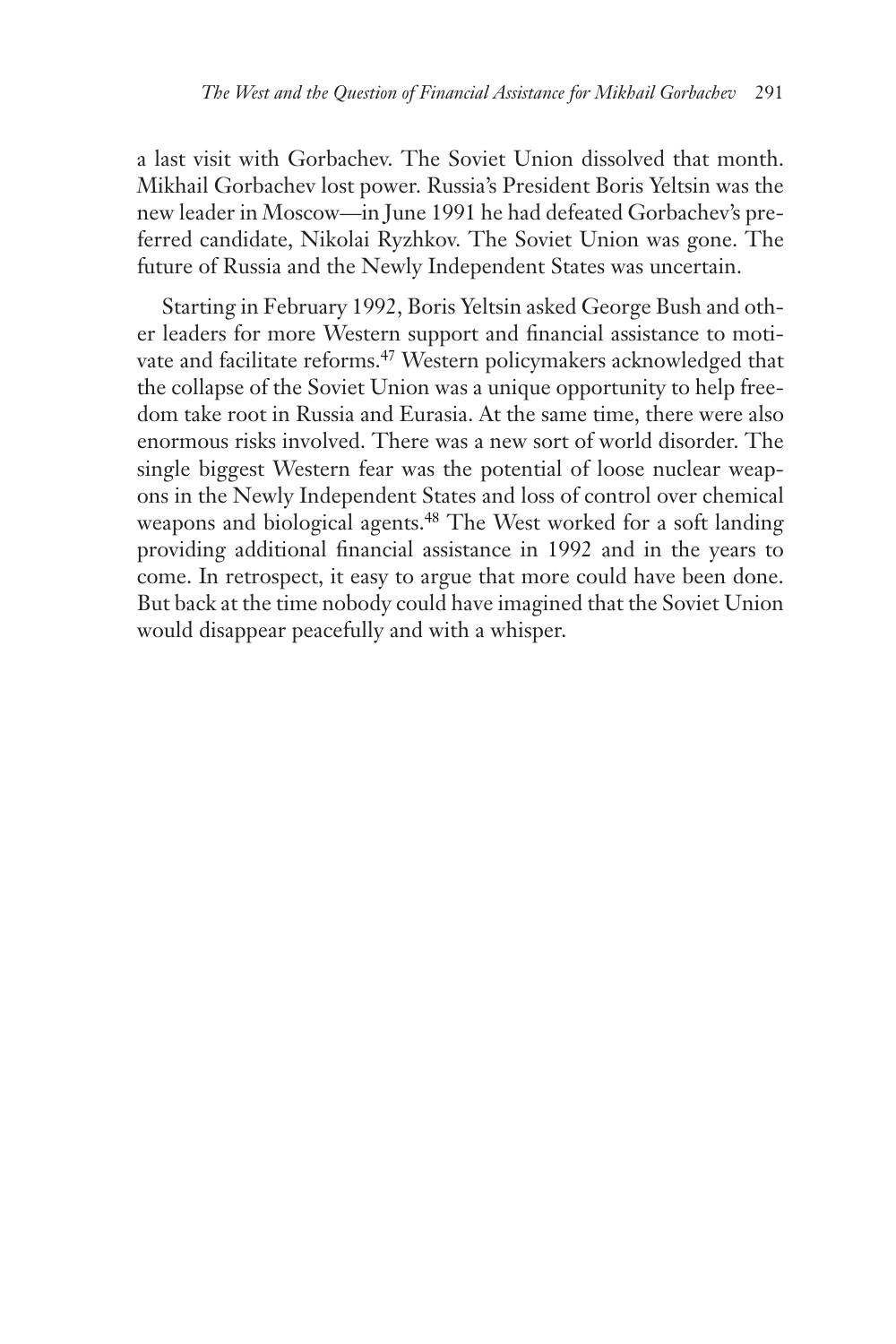a last visit with Gorbachev. The Soviet Union dissolved that month. Mikhail Gorbachev lost power. Russia's President Boris Yeltsin was the new leader in Moscow—in June 1991 he had defeated Gorbachev's preferred candidate, Nikolai Ryzhkov. The Soviet Union was gone. The future of Russia and the Newly Independent States was uncertain.

Starting in February 1992, Boris Yeltsin asked George Bush and other leaders for more Western support and financial assistance to motivate and facilitate reforms.[47] Western policymakers acknowledged that the collapse of the Soviet Union was a unique opportunity to help freedom take root in Russia and Eurasia. At the same time, there were also enormous risks involved. There was a new sort of world disorder. The single biggest Western fear was the potential of loose nuclear weapons in the Newly Independent States and loss of control over chemical weapons and biological agents.[48] The West worked for a soft landing providing additional financial assistance in 1992 and in the years to come. In retrospect, it easy to argue that more could have been done. But back at the time nobody could have imagined that the Soviet Union would disappear peacefully and with a whisper.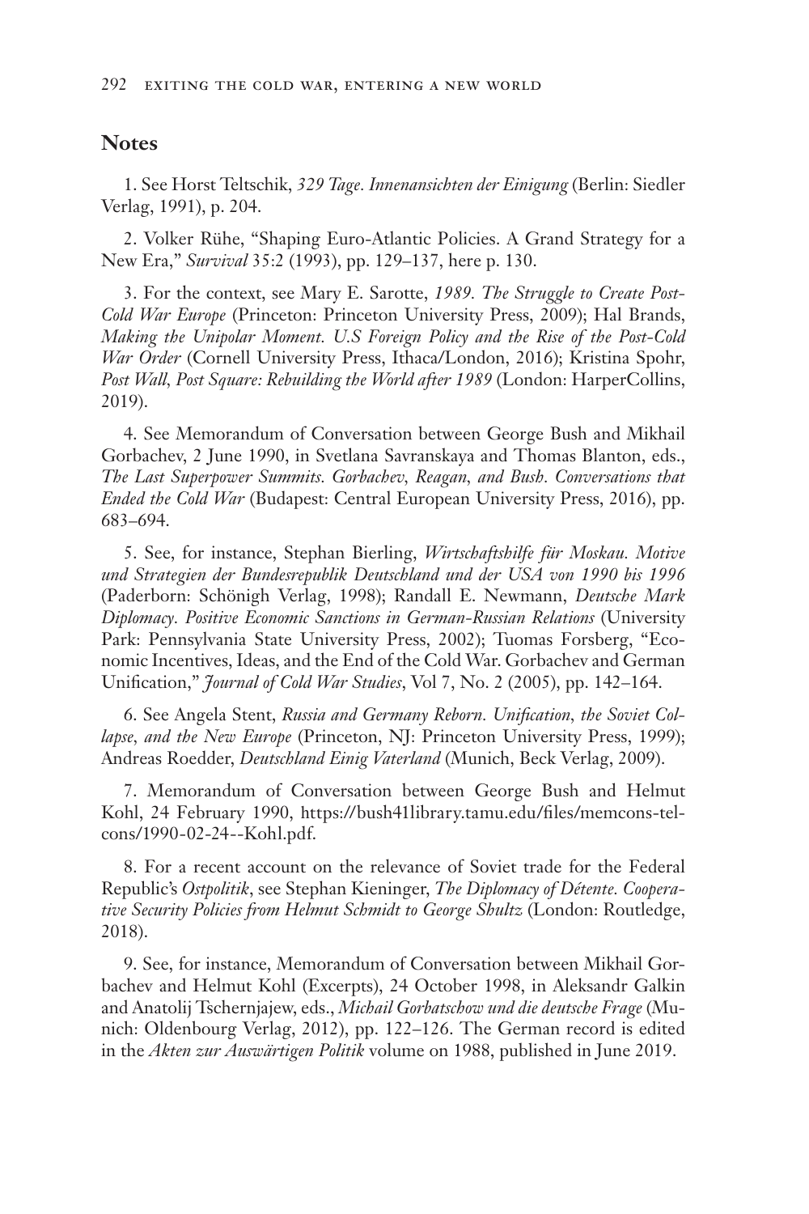## Notes

1. See Horst Teltschik, *329 Tage. Innenansichten der Einigung* (Berlin: Siedler Verlag, 1991), p. 204.

2. Volker Rühe, "Shaping Euro-Atlantic Policies. A Grand Strategy for a New Era," *Survival* 35:2 (1993), pp. 129–137, here p. 130.

3. For the context, see Mary E. Sarotte, *1989. The Struggle to Create Post-Cold War Europe* (Princeton: Princeton University Press, 2009); Hal Brands, *Making the Unipolar Moment. U.S Foreign Policy and the Rise of the Post-Cold War Order* (Cornell University Press, Ithaca/London, 2016); Kristina Spohr, *Post Wall, Post Square: Rebuilding the World after 1989* (London: HarperCollins, 2019).

4. See Memorandum of Conversation between George Bush and Mikhail Gorbachev, 2 June 1990, in Svetlana Savranskaya and Thomas Blanton, eds., *The Last Superpower Summits. Gorbachev, Reagan, and Bush. Conversations that Ended the Cold War* (Budapest: Central European University Press, 2016), pp. 683–694.

5. See, for instance, Stephan Bierling, *Wirtschaftshilfe für Moskau. Motive und Strategien der Bundesrepublik Deutschland und der USA von 1990 bis 1996* (Paderborn: Schönigh Verlag, 1998); Randall E. Newmann, *Deutsche Mark Diplomacy. Positive Economic Sanctions in German-Russian Relations* (University Park: Pennsylvania State University Press, 2002); Tuomas Forsberg, "Economic Incentives, Ideas, and the End of the Cold War. Gorbachev and German Unification," *Journal of Cold War Studies*, Vol 7, No. 2 (2005), pp. 142–164.

6. See Angela Stent, *Russia and Germany Reborn. Unification, the Soviet Collapse, and the New Europe* (Princeton, NJ: Princeton University Press, 1999); Andreas Roedder, *Deutschland Einig Vaterland* (Munich, Beck Verlag, 2009).

7. Memorandum of Conversation between George Bush and Helmut Kohl, 24 February 1990, https://bush41library.tamu.edu/files/memcons-telcons/1990-02-24--Kohl.pdf.

8. For a recent account on the relevance of Soviet trade for the Federal Republic's *Ostpolitik*, see Stephan Kieninger, *The Diplomacy of Détente. Cooperative Security Policies from Helmut Schmidt to George Shultz* (London: Routledge, 2018).

9. See, for instance, Memorandum of Conversation between Mikhail Gorbachev and Helmut Kohl (Excerpts), 24 October 1998, in Aleksandr Galkin and Anatolij Tschernjajew, eds., *Michail Gorbatschow und die deutsche Frage* (Munich: Oldenbourg Verlag, 2012), pp. 122–126. The German record is edited in the *Akten zur Auswärtigen Politik* volume on 1988, published in June 2019.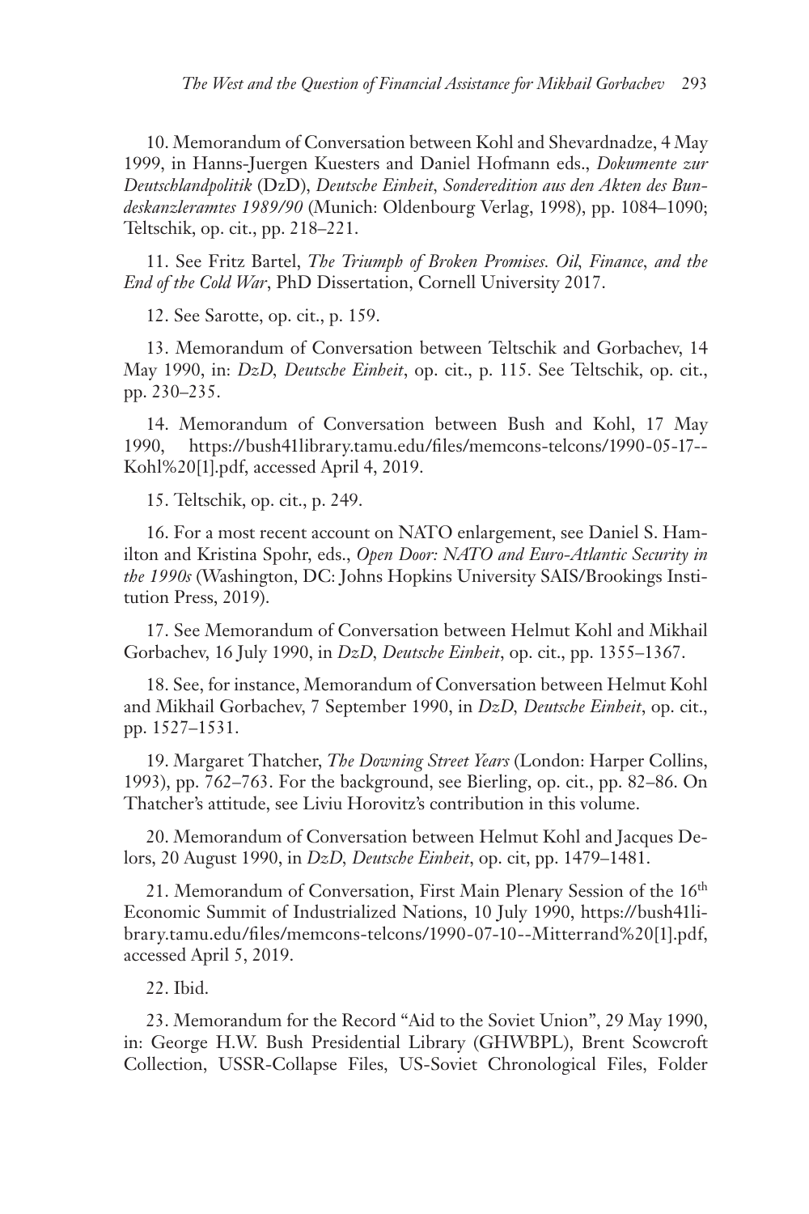10. Memorandum of Conversation between Kohl and Shevardnadze, 4 May 1999, in Hanns-Juergen Kuesters and Daniel Hofmann eds., *Dokumente zur Deutschlandpolitik* (DzD), *Deutsche Einheit, Sonderedition aus den Akten des Bundeskanzleramtes 1989/90* (Munich: Oldenbourg Verlag, 1998), pp. 1084–1090; Teltschik, op. cit., pp. 218–221.

11. See Fritz Bartel, *The Triumph of Broken Promises. Oil, Finance, and the End of the Cold War*, PhD Dissertation, Cornell University 2017.

12. See Sarotte, op. cit., p. 159.

13. Memorandum of Conversation between Teltschik and Gorbachev, 14 May 1990, in: *DzD, Deutsche Einheit*, op. cit., p. 115. See Teltschik, op. cit., pp. 230–235.

14. Memorandum of Conversation between Bush and Kohl, 17 May 1990, https://bush41library.tamu.edu/files/memcons-telcons/1990-05-17--Kohl%20[1].pdf, accessed April 4, 2019.

15. Teltschik, op. cit., p. 249.

16. For a most recent account on NATO enlargement, see Daniel S. Hamilton and Kristina Spohr, eds., *Open Door: NATO and Euro-Atlantic Security in the 1990s* (Washington, DC: Johns Hopkins University SAIS/Brookings Institution Press, 2019).

17. See Memorandum of Conversation between Helmut Kohl and Mikhail Gorbachev, 16 July 1990, in *DzD, Deutsche Einheit*, op. cit., pp. 1355–1367.

18. See, for instance, Memorandum of Conversation between Helmut Kohl and Mikhail Gorbachev, 7 September 1990, in *DzD, Deutsche Einheit*, op. cit., pp. 1527–1531.

19. Margaret Thatcher, *The Downing Street Years* (London: Harper Collins, 1993), pp. 762–763. For the background, see Bierling, op. cit., pp. 82–86. On Thatcher's attitude, see Liviu Horovitz's contribution in this volume.

20. Memorandum of Conversation between Helmut Kohl and Jacques Delors, 20 August 1990, in *DzD, Deutsche Einheit*, op. cit, pp. 1479–1481.

21. Memorandum of Conversation, First Main Plenary Session of the 16th Economic Summit of Industrialized Nations, 10 July 1990, https://bush41library.tamu.edu/files/memcons-telcons/1990-07-10--Mitterrand%20[1].pdf, accessed April 5, 2019.

22. Ibid.

23. Memorandum for the Record "Aid to the Soviet Union", 29 May 1990, in: George H.W. Bush Presidential Library (GHWBPL), Brent Scowcroft Collection, USSR-Collapse Files, US-Soviet Chronological Files, Folder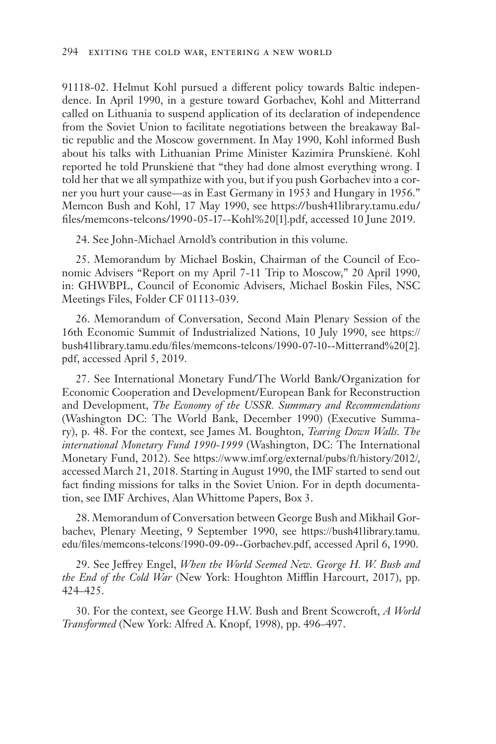91118-02. Helmut Kohl pursued a different policy towards Baltic independence. In April 1990, in a gesture toward Gorbachev, Kohl and Mitterrand called on Lithuania to suspend application of its declaration of independence from the Soviet Union to facilitate negotiations between the breakaway Baltic republic and the Moscow government. In May 1990, Kohl informed Bush about his talks with Lithuanian Prime Minister Kazimira Prunskienė. Kohl reported he told Prunskienė that "they had done almost everything wrong. I told her that we all sympathize with you, but if you push Gorbachev into a corner you hurt your cause—as in East Germany in 1953 and Hungary in 1956." Memcon Bush and Kohl, 17 May 1990, see https://bush41library.tamu.edu/files/memcons-telcons/1990-05-17--Kohl%20[1].pdf, accessed 10 June 2019.

24. See John-Michael Arnold's contribution in this volume.

25. Memorandum by Michael Boskin, Chairman of the Council of Economic Advisers "Report on my April 7-11 Trip to Moscow," 20 April 1990, in: GHWBPL, Council of Economic Advisers, Michael Boskin Files, NSC Meetings Files, Folder CF 01113-039.

26. Memorandum of Conversation, Second Main Plenary Session of the 16th Economic Summit of Industrialized Nations, 10 July 1990, see https://bush41library.tamu.edu/files/memcons-telcons/1990-07-10--Mitterrand%20[2].pdf, accessed April 5, 2019.

27. See International Monetary Fund/The World Bank/Organization for Economic Cooperation and Development/European Bank for Reconstruction and Development, *The Economy of the USSR. Summary and Recommendations* (Washington DC: The World Bank, December 1990) (Executive Summary), p. 48. For the context, see James M. Boughton, *Tearing Down Walls. The international Monetary Fund 1990-1999* (Washington, DC: The International Monetary Fund, 2012). See https://www.imf.org/external/pubs/ft/history/2012/, accessed March 21, 2018. Starting in August 1990, the IMF started to send out fact finding missions for talks in the Soviet Union. For in depth documentation, see IMF Archives, Alan Whittome Papers, Box 3.

28. Memorandum of Conversation between George Bush and Mikhail Gorbachev, Plenary Meeting, 9 September 1990, see https://bush41library.tamu.edu/files/memcons-telcons/1990-09-09--Gorbachev.pdf, accessed April 6, 1990.

29. See Jeffrey Engel, *When the World Seemed New. George H. W. Bush and the End of the Cold War* (New York: Houghton Mifflin Harcourt, 2017), pp. 424–425.

30. For the context, see George H.W. Bush and Brent Scowcroft, *A World Transformed* (New York: Alfred A. Knopf, 1998), pp. 496–497.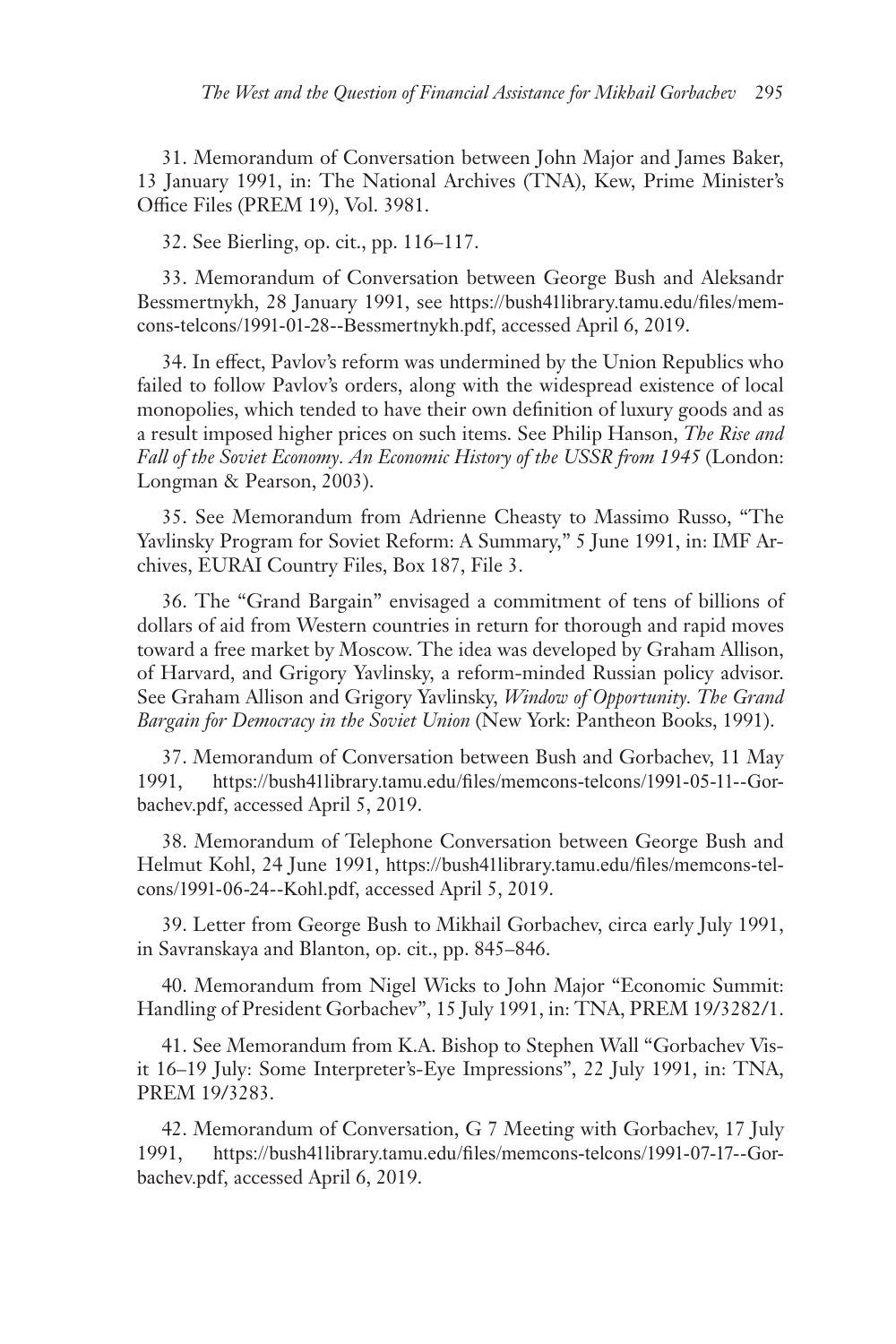31. Memorandum of Conversation between John Major and James Baker, 13 January 1991, in: The National Archives (TNA), Kew, Prime Minister's Office Files (PREM 19), Vol. 3981.

32. See Bierling, op. cit., pp. 116–117.

33. Memorandum of Conversation between George Bush and Aleksandr Bessmertnykh, 28 January 1991, see https://bush41library.tamu.edu/files/memcons-telcons/1991-01-28--Bessmertnykh.pdf, accessed April 6, 2019.

34. In effect, Pavlov's reform was undermined by the Union Republics who failed to follow Pavlov's orders, along with the widespread existence of local monopolies, which tended to have their own definition of luxury goods and as a result imposed higher prices on such items. See Philip Hanson, *The Rise and Fall of the Soviet Economy. An Economic History of the USSR from 1945* (London: Longman & Pearson, 2003).

35. See Memorandum from Adrienne Cheasty to Massimo Russo, "The Yavlinsky Program for Soviet Reform: A Summary," 5 June 1991, in: IMF Archives, EURAI Country Files, Box 187, File 3.

36. The "Grand Bargain" envisaged a commitment of tens of billions of dollars of aid from Western countries in return for thorough and rapid moves toward a free market by Moscow. The idea was developed by Graham Allison, of Harvard, and Grigory Yavlinsky, a reform-minded Russian policy advisor. See Graham Allison and Grigory Yavlinsky, *Window of Opportunity. The Grand Bargain for Democracy in the Soviet Union* (New York: Pantheon Books, 1991).

37. Memorandum of Conversation between Bush and Gorbachev, 11 May 1991, https://bush41library.tamu.edu/files/memcons-telcons/1991-05-11--Gorbachev.pdf, accessed April 5, 2019.

38. Memorandum of Telephone Conversation between George Bush and Helmut Kohl, 24 June 1991, https://bush41library.tamu.edu/files/memcons-telcons/1991-06-24--Kohl.pdf, accessed April 5, 2019.

39. Letter from George Bush to Mikhail Gorbachev, circa early July 1991, in Savranskaya and Blanton, op. cit., pp. 845–846.

40. Memorandum from Nigel Wicks to John Major "Economic Summit: Handling of President Gorbachev", 15 July 1991, in: TNA, PREM 19/3282/1.

41. See Memorandum from K.A. Bishop to Stephen Wall "Gorbachev Visit 16–19 July: Some Interpreter's-Eye Impressions", 22 July 1991, in: TNA, PREM 19/3283.

42. Memorandum of Conversation, G 7 Meeting with Gorbachev, 17 July 1991, https://bush41library.tamu.edu/files/memcons-telcons/1991-07-17--Gorbachev.pdf, accessed April 6, 2019.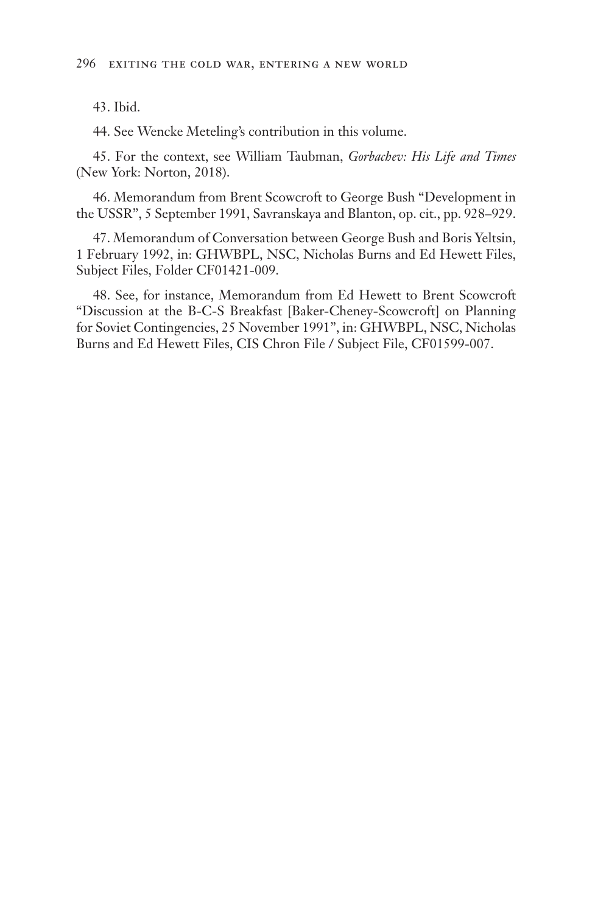43. Ibid.

44. See Wencke Meteling's contribution in this volume.

45. For the context, see William Taubman, *Gorbachev: His Life and Times* (New York: Norton, 2018).

46. Memorandum from Brent Scowcroft to George Bush "Development in the USSR", 5 September 1991, Savranskaya and Blanton, op. cit., pp. 928–929.

47. Memorandum of Conversation between George Bush and Boris Yeltsin, 1 February 1992, in: GHWBPL, NSC, Nicholas Burns and Ed Hewett Files, Subject Files, Folder CF01421-009.

48. See, for instance, Memorandum from Ed Hewett to Brent Scowcroft "Discussion at the B-C-S Breakfast [Baker-Cheney-Scowcroft] on Planning for Soviet Contingencies, 25 November 1991", in: GHWBPL, NSC, Nicholas Burns and Ed Hewett Files, CIS Chron File / Subject File, CF01599-007.